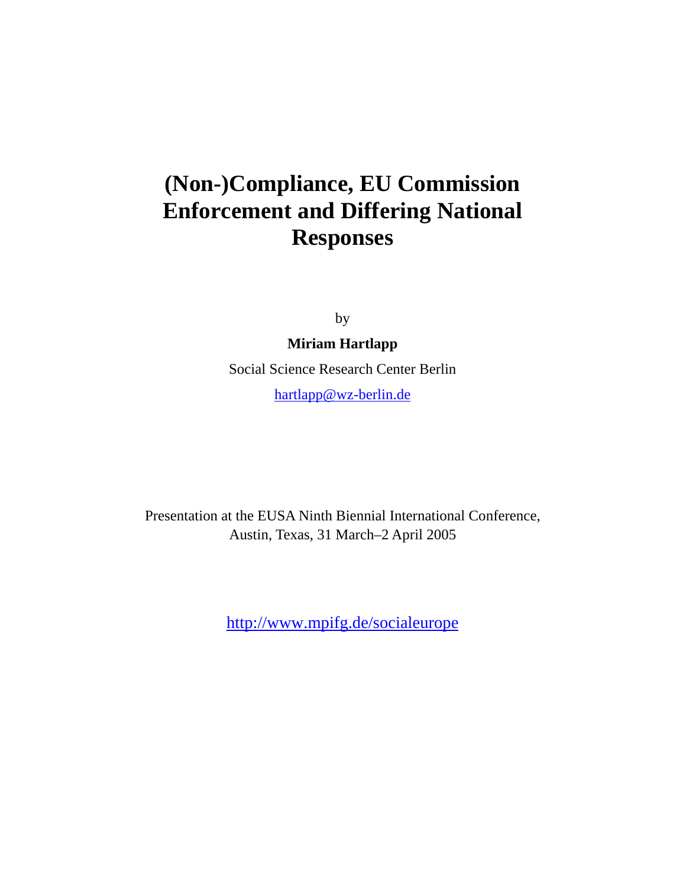# (Non-)Compliance, EU Commission Enforcement and Differing National Responses

by

**Miriam Hartlapp**

Social Science Research Center Berlin

hartlapp@wz-berlin.de

Presentation at the EUSA Ninth Biennial International Conference, Austin, Texas, 31 March–2 April 2005

http://www.mpifg.de/socialeurope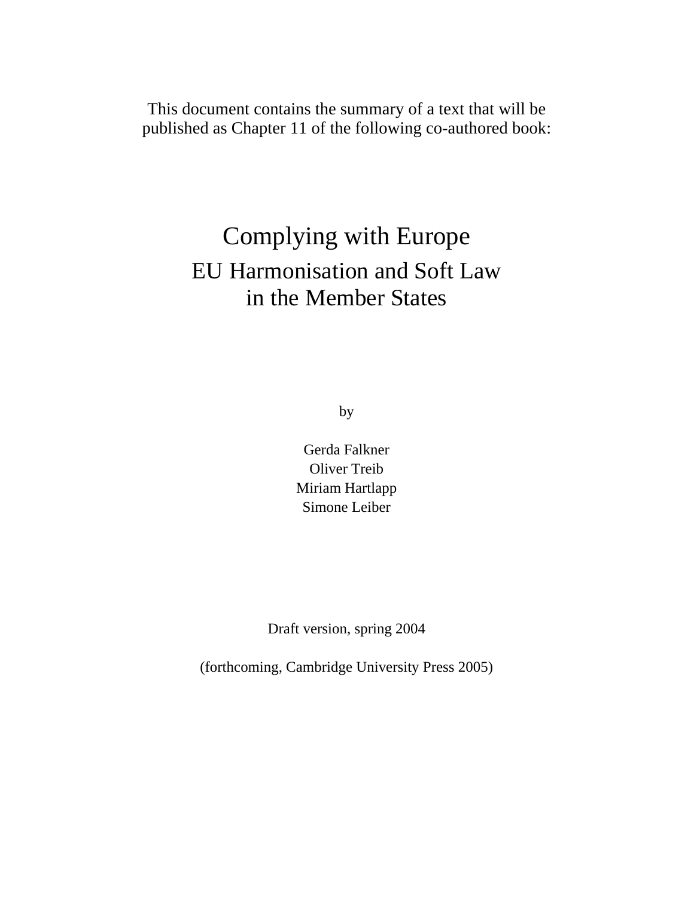This document contains the summary of a text that will be published as Chapter 11 of the following co-authored book:

# Complying with Europe

## EU Harmonisation and Soft Law in the Member States

by

Gerda Falkner
Oliver Treib
Miriam Hartlapp
Simone Leiber

Draft version, spring 2004

(forthcoming, Cambridge University Press 2005)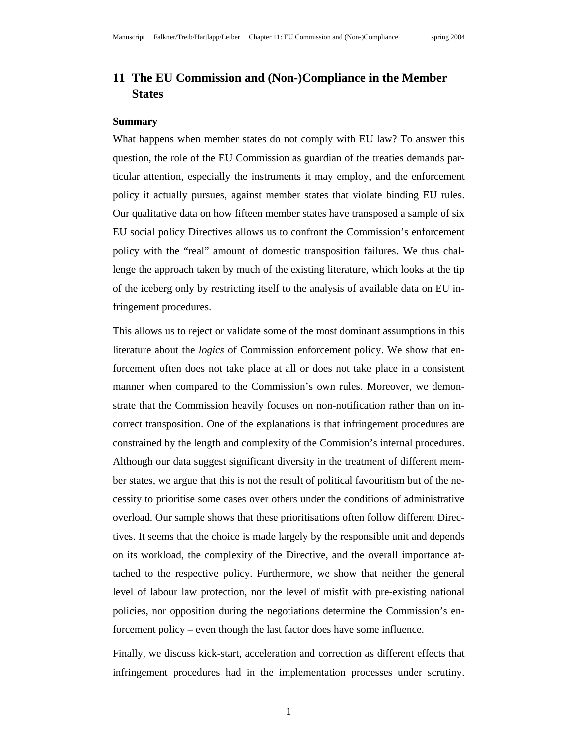## 11 The EU Commission and (Non-)Compliance in the Member States

### Summary

What happens when member states do not comply with EU law? To answer this question, the role of the EU Commission as guardian of the treaties demands particular attention, especially the instruments it may employ, and the enforcement policy it actually pursues, against member states that violate binding EU rules. Our qualitative data on how fifteen member states have transposed a sample of six EU social policy Directives allows us to confront the Commission's enforcement policy with the "real" amount of domestic transposition failures. We thus challenge the approach taken by much of the existing literature, which looks at the tip of the iceberg only by restricting itself to the analysis of available data on EU infringement procedures.

This allows us to reject or validate some of the most dominant assumptions in this literature about the *logics* of Commission enforcement policy. We show that enforcement often does not take place at all or does not take place in a consistent manner when compared to the Commission's own rules. Moreover, we demonstrate that the Commission heavily focuses on non-notification rather than on incorrect transposition. One of the explanations is that infringement procedures are constrained by the length and complexity of the Commision's internal procedures. Although our data suggest significant diversity in the treatment of different member states, we argue that this is not the result of political favouritism but of the necessity to prioritise some cases over others under the conditions of administrative overload. Our sample shows that these prioritisations often follow different Directives. It seems that the choice is made largely by the responsible unit and depends on its workload, the complexity of the Directive, and the overall importance attached to the respective policy. Furthermore, we show that neither the general level of labour law protection, nor the level of misfit with pre-existing national policies, nor opposition during the negotiations determine the Commission's enforcement policy – even though the last factor does have some influence.

Finally, we discuss kick-start, acceleration and correction as different effects that infringement procedures had in the implementation processes under scrutiny.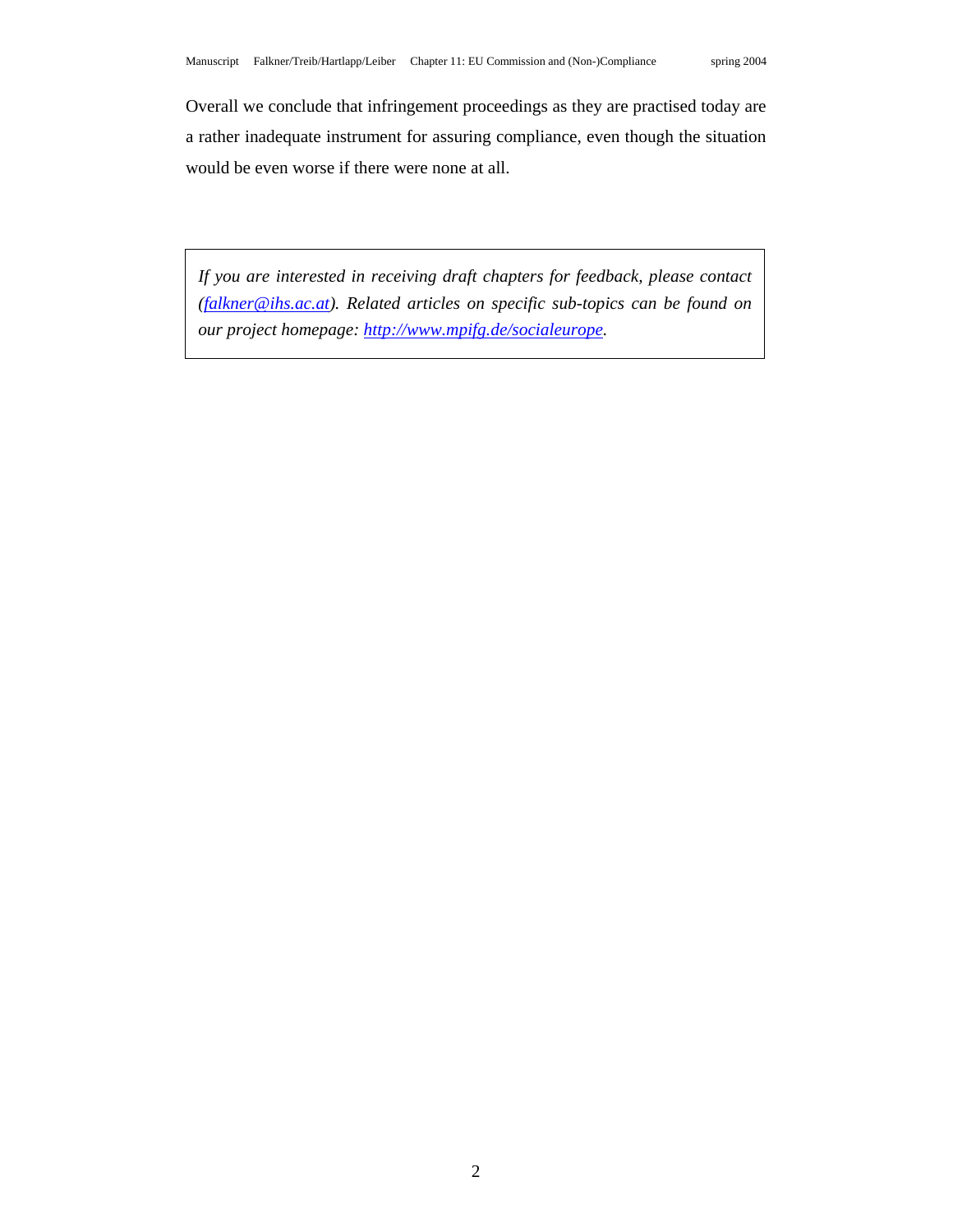Overall we conclude that infringement proceedings as they are practised today are a rather inadequate instrument for assuring compliance, even though the situation would be even worse if there were none at all.

*If you are interested in receiving draft chapters for feedback, please contact ([falkner@ihs.ac.at](mailto:falkner@ihs.ac.at)). Related articles on specific sub-topics can be found on our project homepage: [http://www.mpifg.de/socialeurope](http://www.mpifg.de/socialeurope).*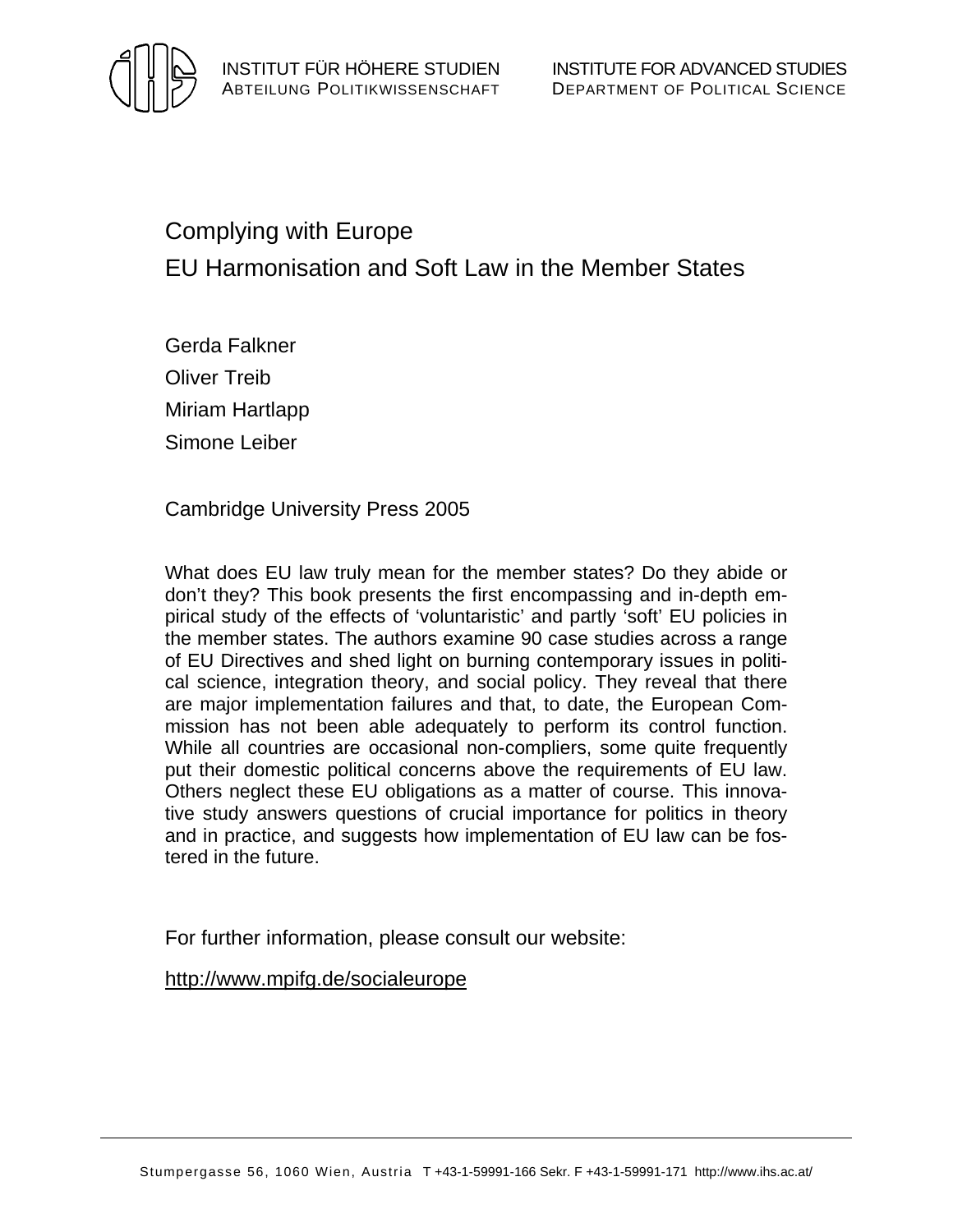INSTITUT FÜR HÖHERE STUDIEN
ABTEILUNG POLITIKWISSENSCHAFT

INSTITUTE FOR ADVANCED STUDIES
DEPARTMENT OF POLITICAL SCIENCE

# Complying with Europe

## EU Harmonisation and Soft Law in the Member States

Gerda Falkner

Oliver Treib

Miriam Hartlapp

Simone Leiber

Cambridge University Press 2005

What does EU law truly mean for the member states? Do they abide or don't they? This book presents the first encompassing and in-depth empirical study of the effects of 'voluntaristic' and partly 'soft' EU policies in the member states. The authors examine 90 case studies across a range of EU Directives and shed light on burning contemporary issues in political science, integration theory, and social policy. They reveal that there are major implementation failures and that, to date, the European Commission has not been able adequately to perform its control function. While all countries are occasional non-compliers, some quite frequently put their domestic political concerns above the requirements of EU law. Others neglect these EU obligations as a matter of course. This innovative study answers questions of crucial importance for politics in theory and in practice, and suggests how implementation of EU law can be fostered in the future.

For further information, please consult our website:

http://www.mpifg.de/socialeurope

Stumpergasse 56, 1060 Wien, Austria T +43-1-59991-166 Sekr. F +43-1-59991-171 http://www.ihs.ac.at/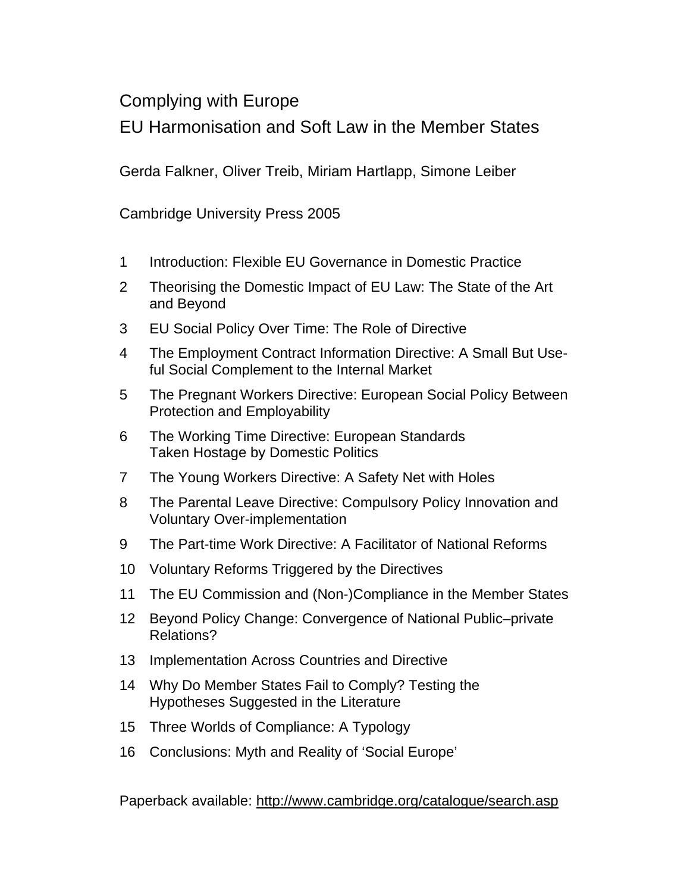# Complying with Europe

## EU Harmonisation and Soft Law in the Member States

Gerda Falkner, Oliver Treib, Miriam Hartlapp, Simone Leiber

Cambridge University Press 2005

1 Introduction: Flexible EU Governance in Domestic Practice
2 Theorising the Domestic Impact of EU Law: The State of the Art and Beyond
3 EU Social Policy Over Time: The Role of Directive
4 The Employment Contract Information Directive: A Small But Useful Social Complement to the Internal Market
5 The Pregnant Workers Directive: European Social Policy Between Protection and Employability
6 The Working Time Directive: European Standards Taken Hostage by Domestic Politics
7 The Young Workers Directive: A Safety Net with Holes
8 The Parental Leave Directive: Compulsory Policy Innovation and Voluntary Over-implementation
9 The Part-time Work Directive: A Facilitator of National Reforms
10 Voluntary Reforms Triggered by the Directives
11 The EU Commission and (Non-)Compliance in the Member States
12 Beyond Policy Change: Convergence of National Public–private Relations?
13 Implementation Across Countries and Directive
14 Why Do Member States Fail to Comply? Testing the Hypotheses Suggested in the Literature
15 Three Worlds of Compliance: A Typology
16 Conclusions: Myth and Reality of 'Social Europe'

Paperback available: http://www.cambridge.org/catalogue/search.asp